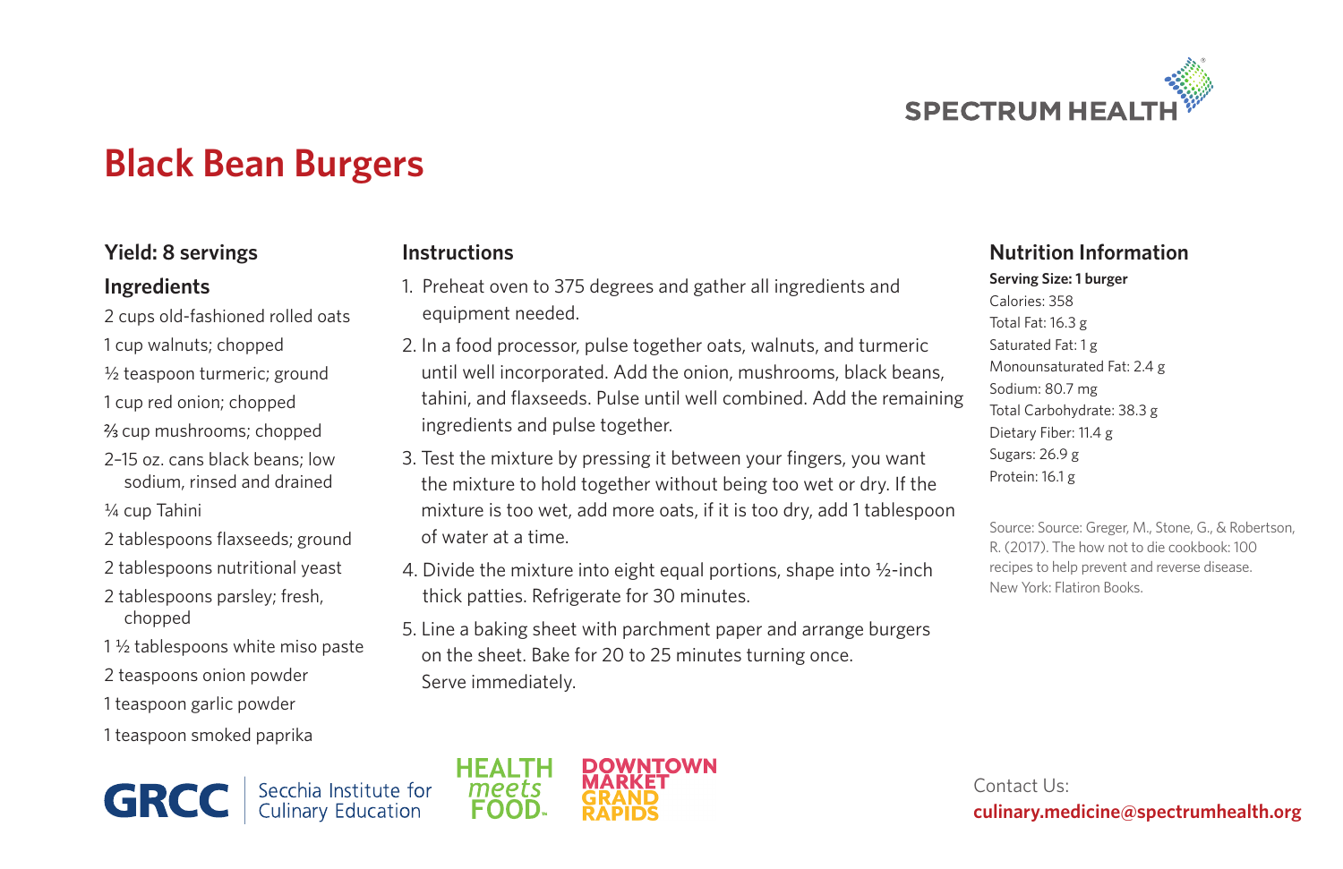SPECTRUM HEALTH

# Black Bean Burgers

**Yield: 8 servings**

## Ingredients

- 2 cups old-fashioned rolled oats
- 1 cup walnuts; chopped
- ½ teaspoon turmeric; ground
- 1 cup red onion; chopped
- ⅔ cup mushrooms; chopped
- 2–15 oz. cans black beans; low sodium, rinsed and drained
- ¼ cup Tahini
- 2 tablespoons flaxseeds; ground
- 2 tablespoons nutritional yeast
- 2 tablespoons parsley; fresh, chopped
- 1 ½ tablespoons white miso paste
- 2 teaspoons onion powder
- 1 teaspoon garlic powder
- 1 teaspoon smoked paprika

## Instructions

1. Preheat oven to 375 degrees and gather all ingredients and equipment needed.
2. In a food processor, pulse together oats, walnuts, and turmeric until well incorporated. Add the onion, mushrooms, black beans, tahini, and flaxseeds. Pulse until well combined. Add the remaining ingredients and pulse together.
3. Test the mixture by pressing it between your fingers, you want the mixture to hold together without being too wet or dry. If the mixture is too wet, add more oats, if it is too dry, add 1 tablespoon of water at a time.
4. Divide the mixture into eight equal portions, shape into ½-inch thick patties. Refrigerate for 30 minutes.
5. Line a baking sheet with parchment paper and arrange burgers on the sheet. Bake for 20 to 25 minutes turning once. Serve immediately.

## Nutrition Information

**Serving Size: 1 burger**

Calories: 358
Total Fat: 16.3 g
Saturated Fat: 1 g
Monounsaturated Fat: 2.4 g
Sodium: 80.7 mg
Total Carbohydrate: 38.3 g
Dietary Fiber: 11.4 g
Sugars: 26.9 g
Protein: 16.1 g

Source: Source: Greger, M., Stone, G., & Robertson, R. (2017). The how not to die cookbook: 100 recipes to help prevent and reverse disease. New York: Flatiron Books.

GRCC | Secchia Institute for Culinary Education

HEALTH meets FOOD™

DOWNTOWN MARKET GRAND RAPIDS

Contact Us:
**culinary.medicine@spectrumhealth.org**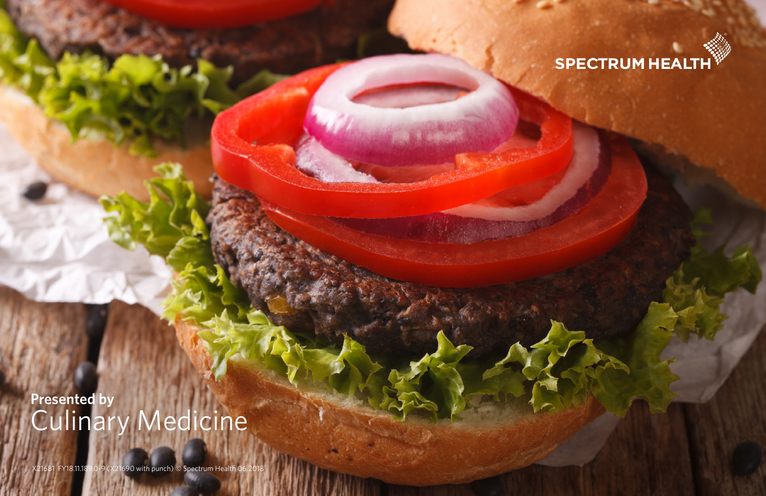SPECTRUM HEALTH

Presented by
Culinary Medicine

X21681 FY18.11.189.0-9 (X21690 with punch) © Spectrum Health 06.2018